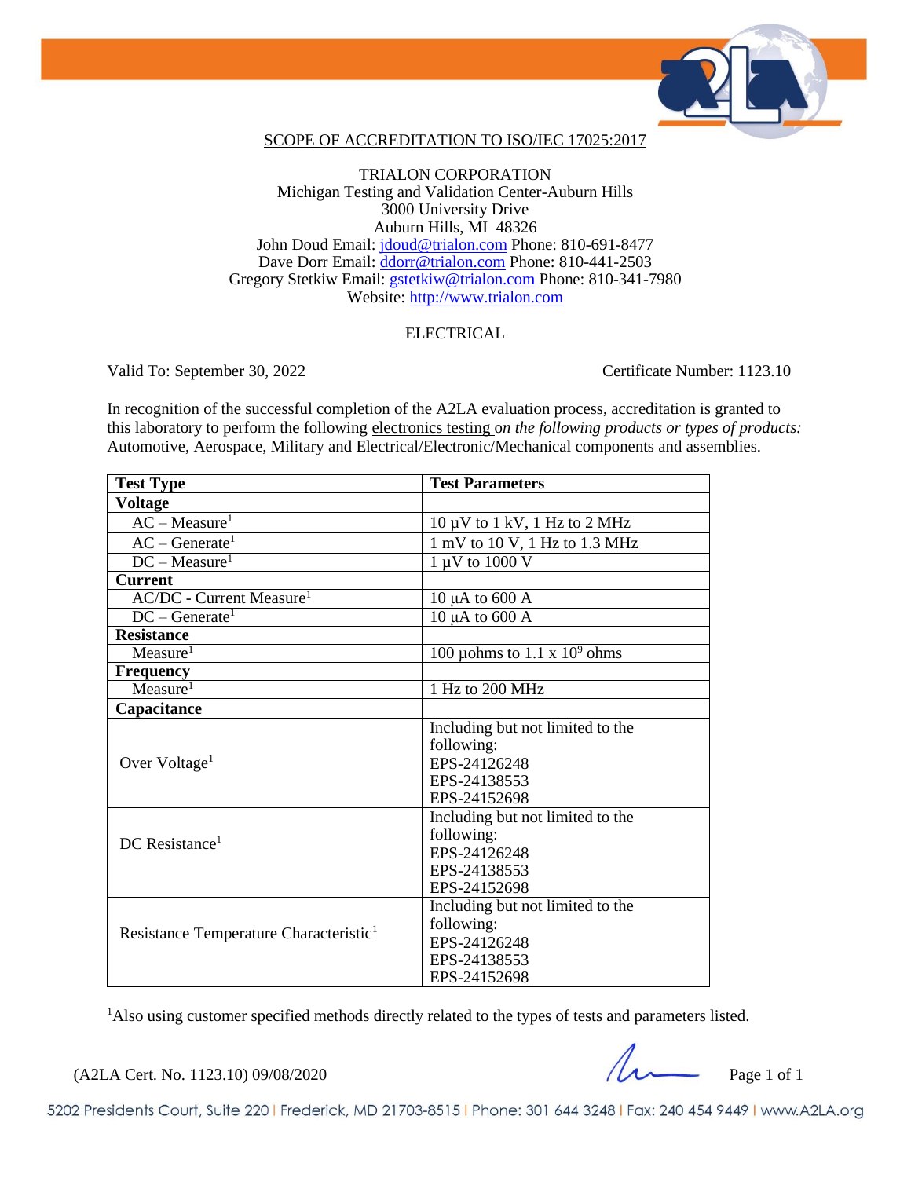# SCOPE OF ACCREDITATION TO ISO/IEC 17025:2017

TRIALON CORPORATION
Michigan Testing and Validation Center-Auburn Hills
3000 University Drive
Auburn Hills, MI 48326
John Doud Email: jdoud@trialon.com Phone: 810-691-8477
Dave Dorr Email: ddorr@trialon.com Phone: 810-441-2503
Gregory Stetkiw Email: gstetkiw@trialon.com Phone: 810-341-7980
Website: http://www.trialon.com

ELECTRICAL

Valid To: September 30, 2022 Certificate Number: 1123.10

In recognition of the successful completion of the A2LA evaluation process, accreditation is granted to this laboratory to perform the following electronics testing o*n the following products or types of products:* Automotive, Aerospace, Military and Electrical/Electronic/Mechanical components and assemblies.

| Test Type | Test Parameters |
|---|---|
| **Voltage** | |
| AC – Measure[1] | 10 µV to 1 kV, 1 Hz to 2 MHz |
| AC – Generate[1] | 1 mV to 10 V, 1 Hz to 1.3 MHz |
| DC – Measure[1] | 1 µV to 1000 V |
| **Current** | |
| AC/DC - Current Measure[1] | 10 µA to 600 A |
| DC – Generate[1] | 10 µA to 600 A |
| **Resistance** | |
| Measure[1] | 100 µohms to 1.1 x $10^9$ ohms |
| **Frequency** | |
| Measure[1] | 1 Hz to 200 MHz |
| **Capacitance** | |
| Over Voltage[1] | Including but not limited to the following:<br>EPS-24126248<br>EPS-24138553<br>EPS-24152698 |
| DC Resistance[1] | Including but not limited to the following:<br>EPS-24126248<br>EPS-24138553<br>EPS-24152698 |
| Resistance Temperature Characteristic[1] | Including but not limited to the following:<br>EPS-24126248<br>EPS-24138553<br>EPS-24152698 |

[1]Also using customer specified methods directly related to the types of tests and parameters listed.

(A2LA Cert. No. 1123.10) 09/08/2020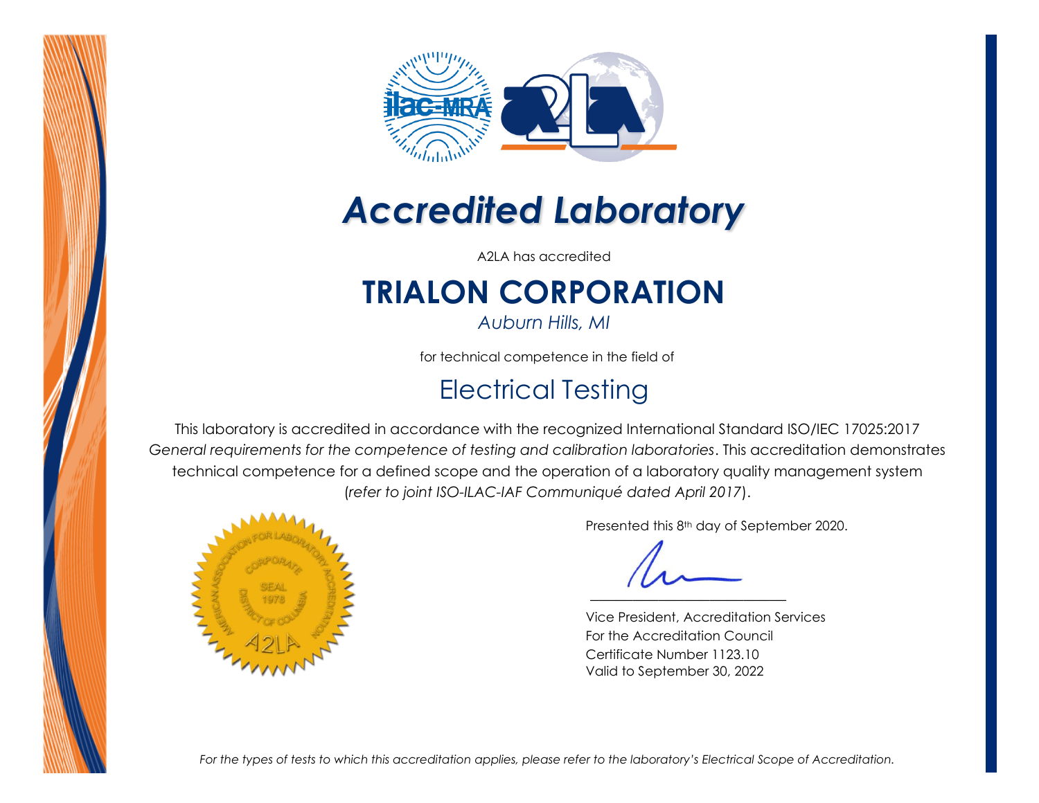# Accredited Laboratory

A2LA has accredited

## TRIALON CORPORATION

*Auburn Hills, MI*

for technical competence in the field of

## Electrical Testing

This laboratory is accredited in accordance with the recognized International Standard ISO/IEC 17025:2017 *General requirements for the competence of testing and calibration laboratories*. This accreditation demonstrates technical competence for a defined scope and the operation of a laboratory quality management system (*refer to joint ISO-ILAC-IAF Communiqué dated April 2017*).

Presented this 8th day of September 2020.

Vice President, Accreditation Services
For the Accreditation Council
Certificate Number 1123.10
Valid to September 30, 2022

*For the types of tests to which this accreditation applies, please refer to the laboratory's Electrical Scope of Accreditation.*